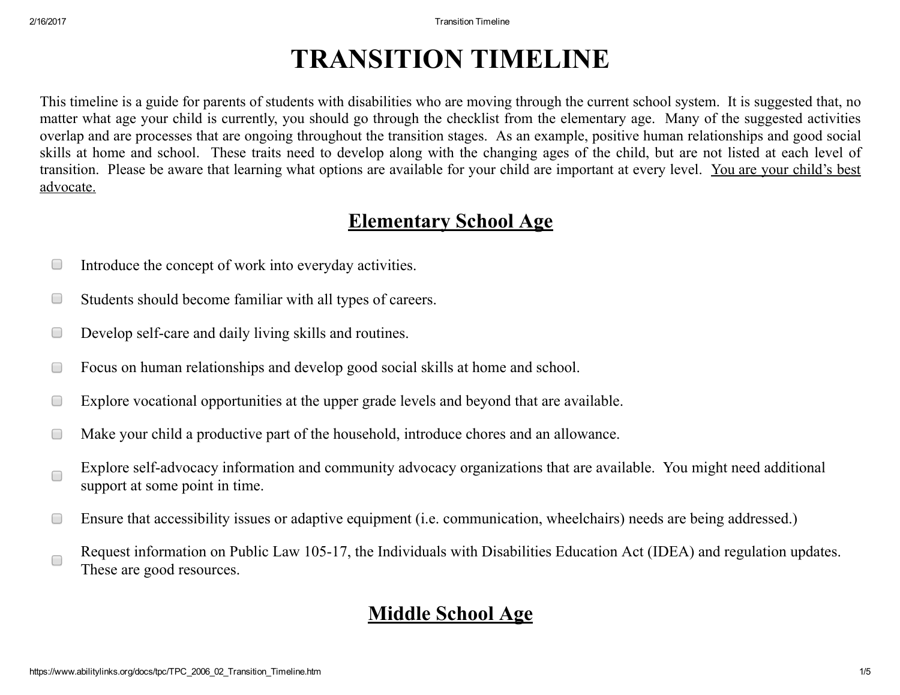# TRANSITION TIMELINE

This timeline is a guide for parents of students with disabilities who are moving through the current school system. It is suggested that, no matter what age your child is currently, you should go through the checklist from the elementary age. Many of the suggested activities overlap and are processes that are ongoing throughout the transition stages. As an example, positive human relationships and good social skills at home and school. These traits need to develop along with the changing ages of the child, but are not listed at each level of transition. Please be aware that learning what options are available for your child are important at every level. <u>You are your child's best advocate.</u>

## Elementary School Age

- [ ] Introduce the concept of work into everyday activities.
- [ ] Students should become familiar with all types of careers.
- [ ] Develop self-care and daily living skills and routines.
- [ ] Focus on human relationships and develop good social skills at home and school.
- [ ] Explore vocational opportunities at the upper grade levels and beyond that are available.
- [ ] Make your child a productive part of the household, introduce chores and an allowance.
- [ ] Explore self-advocacy information and community advocacy organizations that are available. You might need additional support at some point in time.
- [ ] Ensure that accessibility issues or adaptive equipment (i.e. communication, wheelchairs) needs are being addressed.)
- [ ] Request information on Public Law 105-17, the Individuals with Disabilities Education Act (IDEA) and regulation updates. These are good resources.

## Middle School Age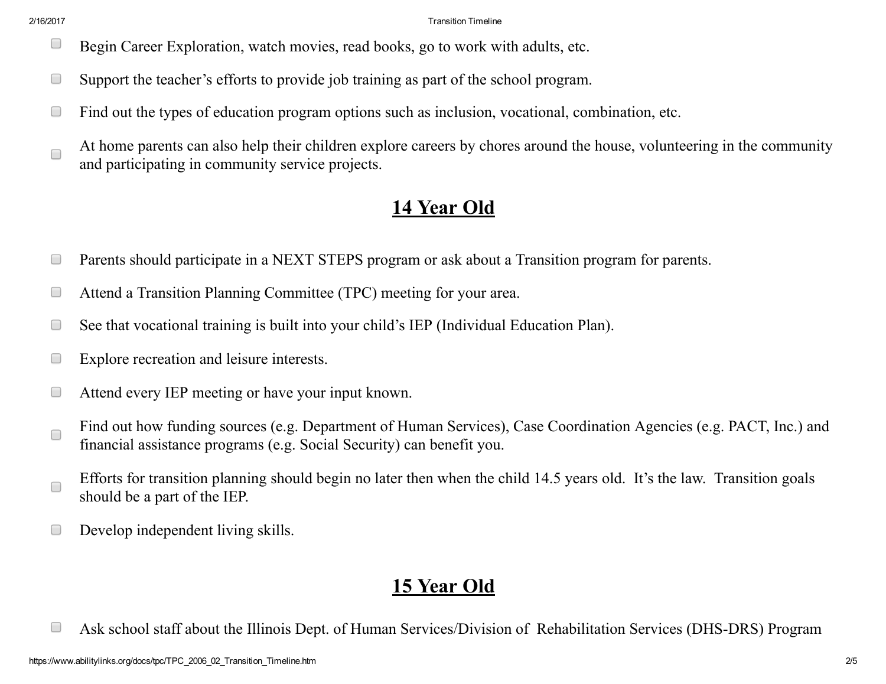- [ ] Begin Career Exploration, watch movies, read books, go to work with adults, etc.
- [ ] Support the teacher's efforts to provide job training as part of the school program.
- [ ] Find out the types of education program options such as inclusion, vocational, combination, etc.
- [ ] At home parents can also help their children explore careers by chores around the house, volunteering in the community and participating in community service projects.

## **14 Year Old**

- [ ] Parents should participate in a NEXT STEPS program or ask about a Transition program for parents.
- [ ] Attend a Transition Planning Committee (TPC) meeting for your area.
- [ ] See that vocational training is built into your child's IEP (Individual Education Plan).
- [ ] Explore recreation and leisure interests.
- [ ] Attend every IEP meeting or have your input known.
- [ ] Find out how funding sources (e.g. Department of Human Services), Case Coordination Agencies (e.g. PACT, Inc.) and financial assistance programs (e.g. Social Security) can benefit you.
- [ ] Efforts for transition planning should begin no later then when the child 14.5 years old. It's the law. Transition goals should be a part of the IEP.
- [ ] Develop independent living skills.

## **15 Year Old**

- [ ] Ask school staff about the Illinois Dept. of Human Services/Division of Rehabilitation Services (DHS-DRS) Program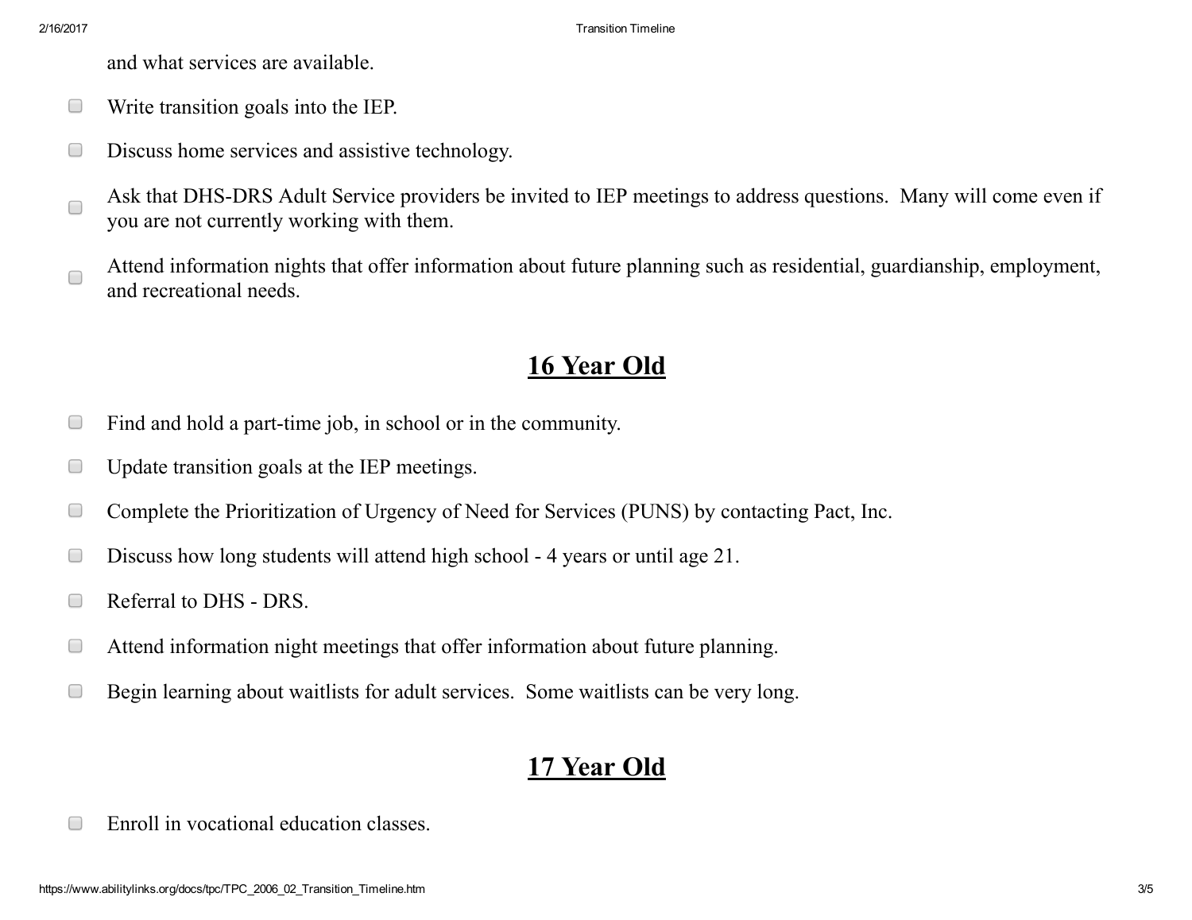and what services are available.

- [ ] Write transition goals into the IEP.
- [ ] Discuss home services and assistive technology.
- [ ] Ask that DHS-DRS Adult Service providers be invited to IEP meetings to address questions. Many will come even if you are not currently working with them.
- [ ] Attend information nights that offer information about future planning such as residential, guardianship, employment, and recreational needs.

## 16 Year Old

- [ ] Find and hold a part-time job, in school or in the community.
- [ ] Update transition goals at the IEP meetings.
- [ ] Complete the Prioritization of Urgency of Need for Services (PUNS) by contacting Pact, Inc.
- [ ] Discuss how long students will attend high school - 4 years or until age 21.
- [ ] Referral to DHS - DRS.
- [ ] Attend information night meetings that offer information about future planning.
- [ ] Begin learning about waitlists for adult services. Some waitlists can be very long.

## 17 Year Old

- [ ] Enroll in vocational education classes.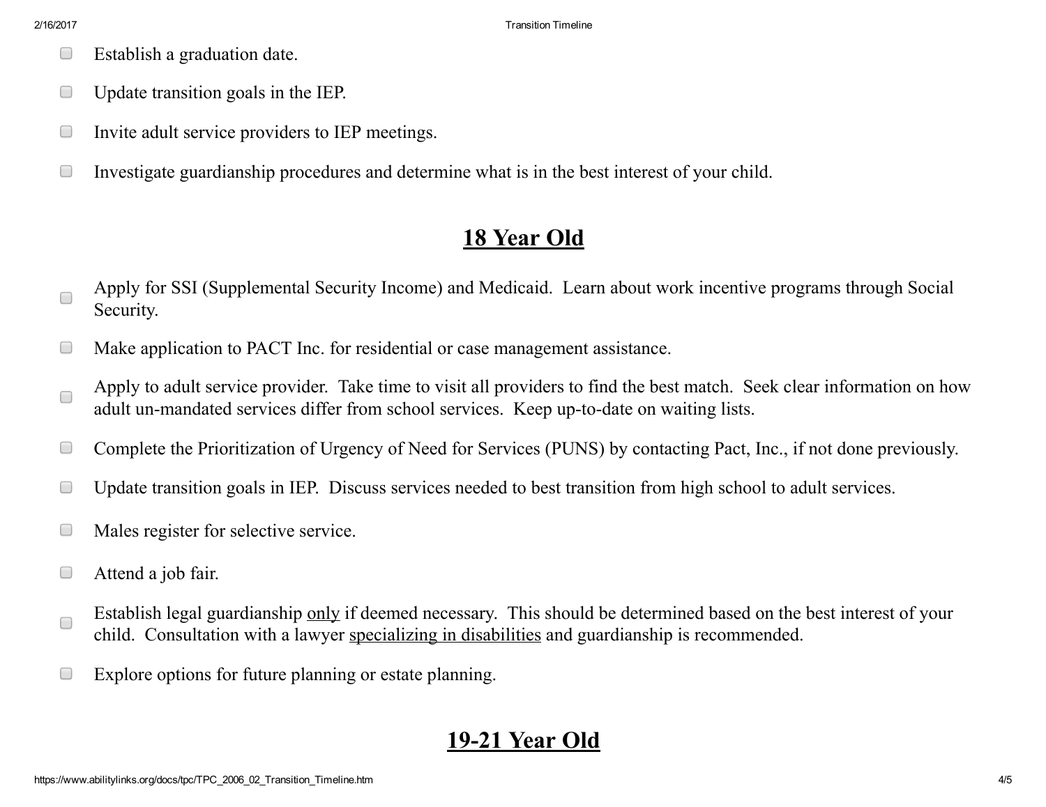- Establish a graduation date.
- Update transition goals in the IEP.
- Invite adult service providers to IEP meetings.
- Investigate guardianship procedures and determine what is in the best interest of your child.

## 18 Year Old

- Apply for SSI (Supplemental Security Income) and Medicaid. Learn about work incentive programs through Social Security.
- Make application to PACT Inc. for residential or case management assistance.
- Apply to adult service provider. Take time to visit all providers to find the best match. Seek clear information on how adult un-mandated services differ from school services. Keep up-to-date on waiting lists.
- Complete the Prioritization of Urgency of Need for Services (PUNS) by contacting Pact, Inc., if not done previously.
- Update transition goals in IEP. Discuss services needed to best transition from high school to adult services.
- Males register for selective service.
- Attend a job fair.
- Establish legal guardianship <u>only</u> if deemed necessary. This should be determined based on the best interest of your child. Consultation with a lawyer <u>specializing in disabilities</u> and guardianship is recommended.
- Explore options for future planning or estate planning.

## 19-21 Year Old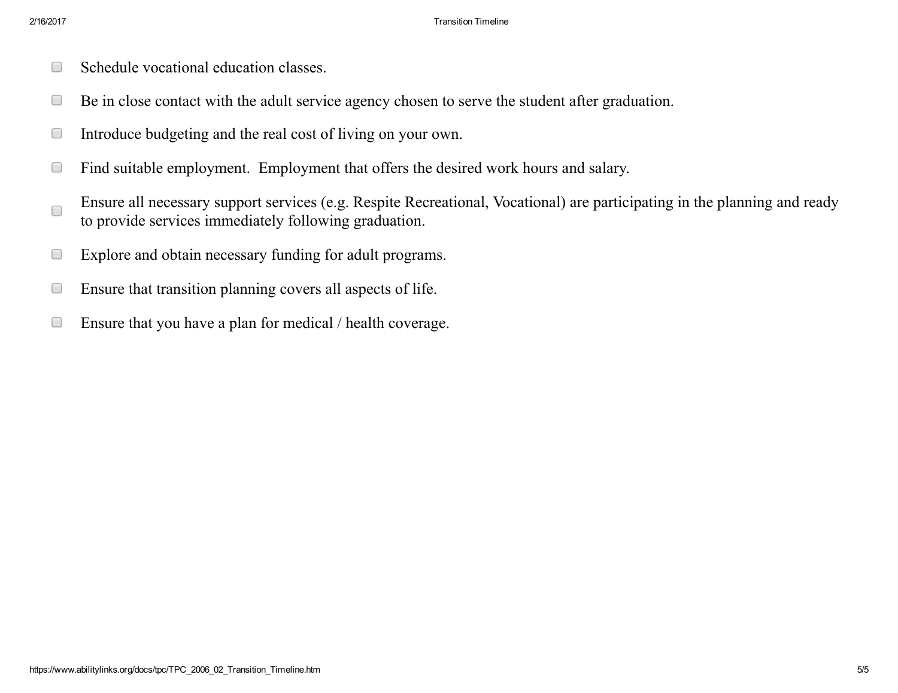- [ ] Schedule vocational education classes.
- [ ] Be in close contact with the adult service agency chosen to serve the student after graduation.
- [ ] Introduce budgeting and the real cost of living on your own.
- [ ] Find suitable employment.  Employment that offers the desired work hours and salary.
- [ ] Ensure all necessary support services (e.g. Respite Recreational, Vocational) are participating in the planning and ready to provide services immediately following graduation.
- [ ] Explore and obtain necessary funding for adult programs.
- [ ] Ensure that transition planning covers all aspects of life.
- [ ] Ensure that you have a plan for medical / health coverage.